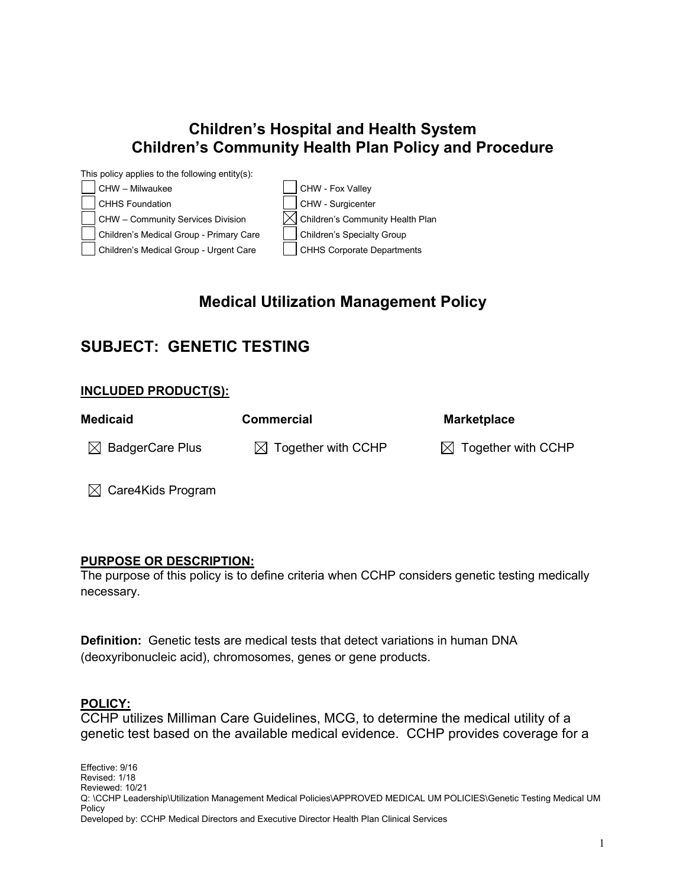# Children's Hospital and Health System
# Children's Community Health Plan Policy and Procedure

This policy applies to the following entity(s):

| | |
|---|---|
| ☐ CHW – Milwaukee | ☐ CHW - Fox Valley |
| ☐ CHHS Foundation | ☐ CHW - Surgicenter |
| ☐ CHW – Community Services Division | ☒ Children's Community Health Plan |
| ☐ Children's Medical Group - Primary Care | ☐ Children's Specialty Group |
| ☐ Children's Medical Group - Urgent Care | ☐ CHHS Corporate Departments |

## Medical Utilization Management Policy

## SUBJECT: GENETIC TESTING

**INCLUDED PRODUCT(S):**

| Medicaid | Commercial | Marketplace |
|---|---|---|
| ☒ BadgerCare Plus | ☒ Together with CCHP | ☒ Together with CCHP |
| ☒ Care4Kids Program | | |

**PURPOSE OR DESCRIPTION:**

The purpose of this policy is to define criteria when CCHP considers genetic testing medically necessary.

**Definition:** Genetic tests are medical tests that detect variations in human DNA (deoxyribonucleic acid), chromosomes, genes or gene products.

**POLICY:**

CCHP utilizes Milliman Care Guidelines, MCG, to determine the medical utility of a genetic test based on the available medical evidence. CCHP provides coverage for a

Effective: 9/16
Revised: 1/18
Reviewed: 10/21
Q: \CCHP Leadership\Utilization Management Medical Policies\APPROVED MEDICAL UM POLICIES\Genetic Testing Medical UM Policy
Developed by: CCHP Medical Directors and Executive Director Health Plan Clinical Services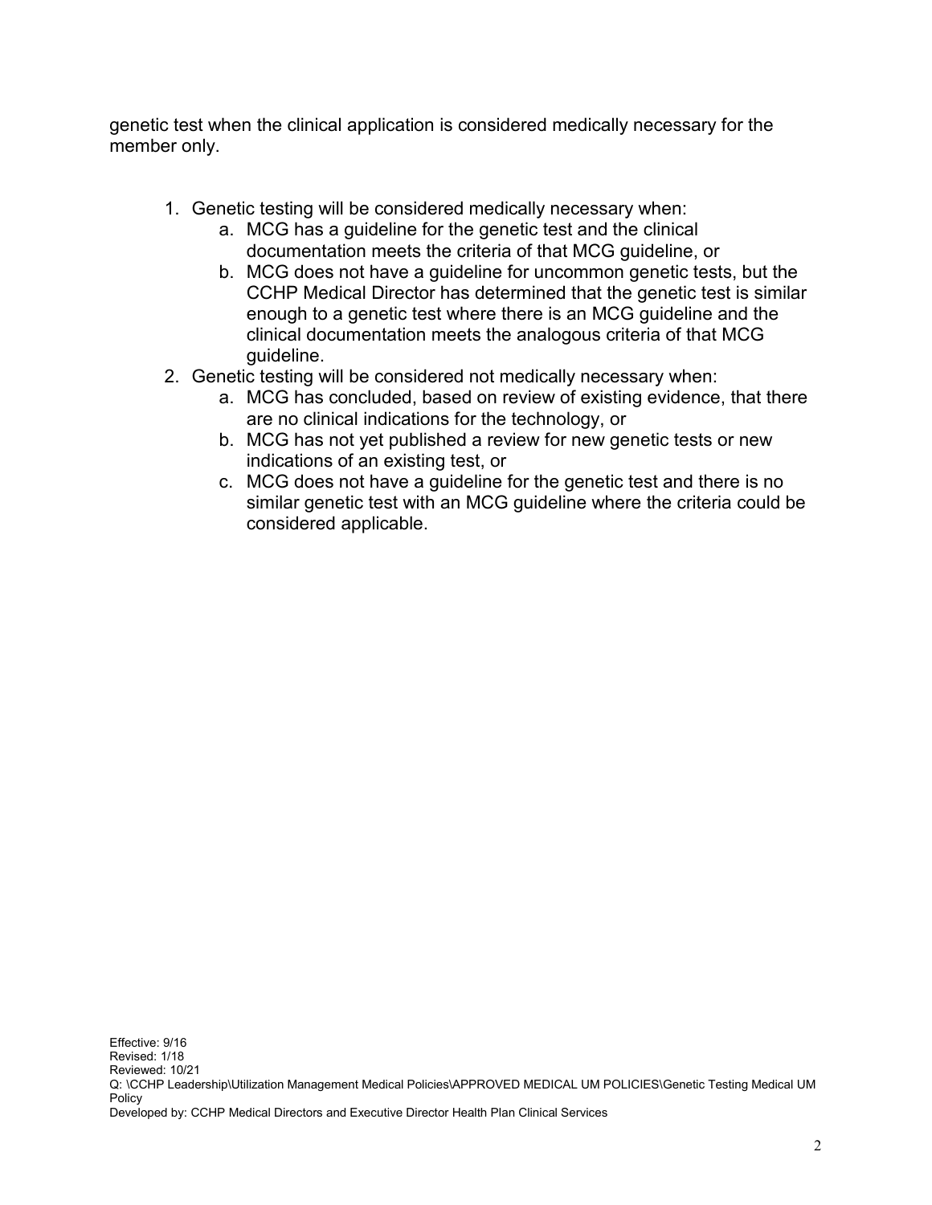genetic test when the clinical application is considered medically necessary for the member only.

1. Genetic testing will be considered medically necessary when:
   a. MCG has a guideline for the genetic test and the clinical documentation meets the criteria of that MCG guideline, or
   b. MCG does not have a guideline for uncommon genetic tests, but the CCHP Medical Director has determined that the genetic test is similar enough to a genetic test where there is an MCG guideline and the clinical documentation meets the analogous criteria of that MCG guideline.
2. Genetic testing will be considered not medically necessary when:
   a. MCG has concluded, based on review of existing evidence, that there are no clinical indications for the technology, or
   b. MCG has not yet published a review for new genetic tests or new indications of an existing test, or
   c. MCG does not have a guideline for the genetic test and there is no similar genetic test with an MCG guideline where the criteria could be considered applicable.

Effective: 9/16
Revised: 1/18
Reviewed: 10/21
Q: \CCHP Leadership\Utilization Management Medical Policies\APPROVED MEDICAL UM POLICIES\Genetic Testing Medical UM Policy
Developed by: CCHP Medical Directors and Executive Director Health Plan Clinical Services